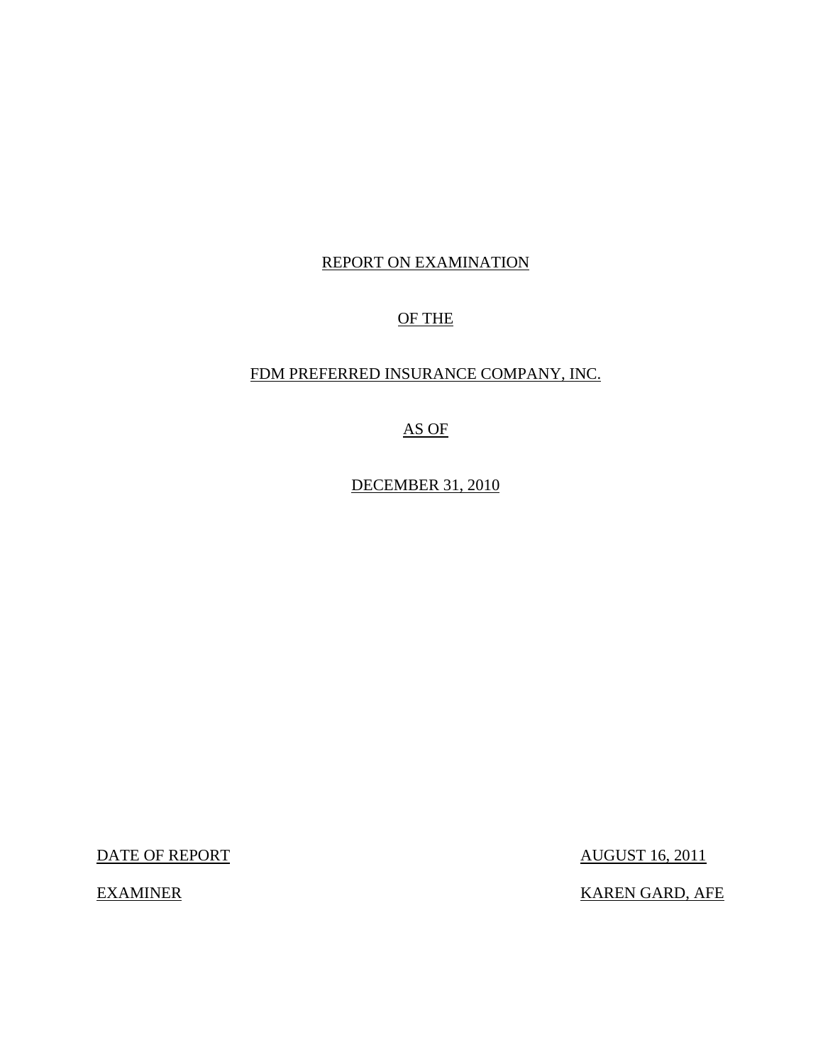REPORT ON EXAMINATION

OF THE

FDM PREFERRED INSURANCE COMPANY, INC.

AS OF

DECEMBER 31, 2010

| | |
|---|---|
| DATE OF REPORT | AUGUST 16, 2011 |
| EXAMINER | KAREN GARD, AFE |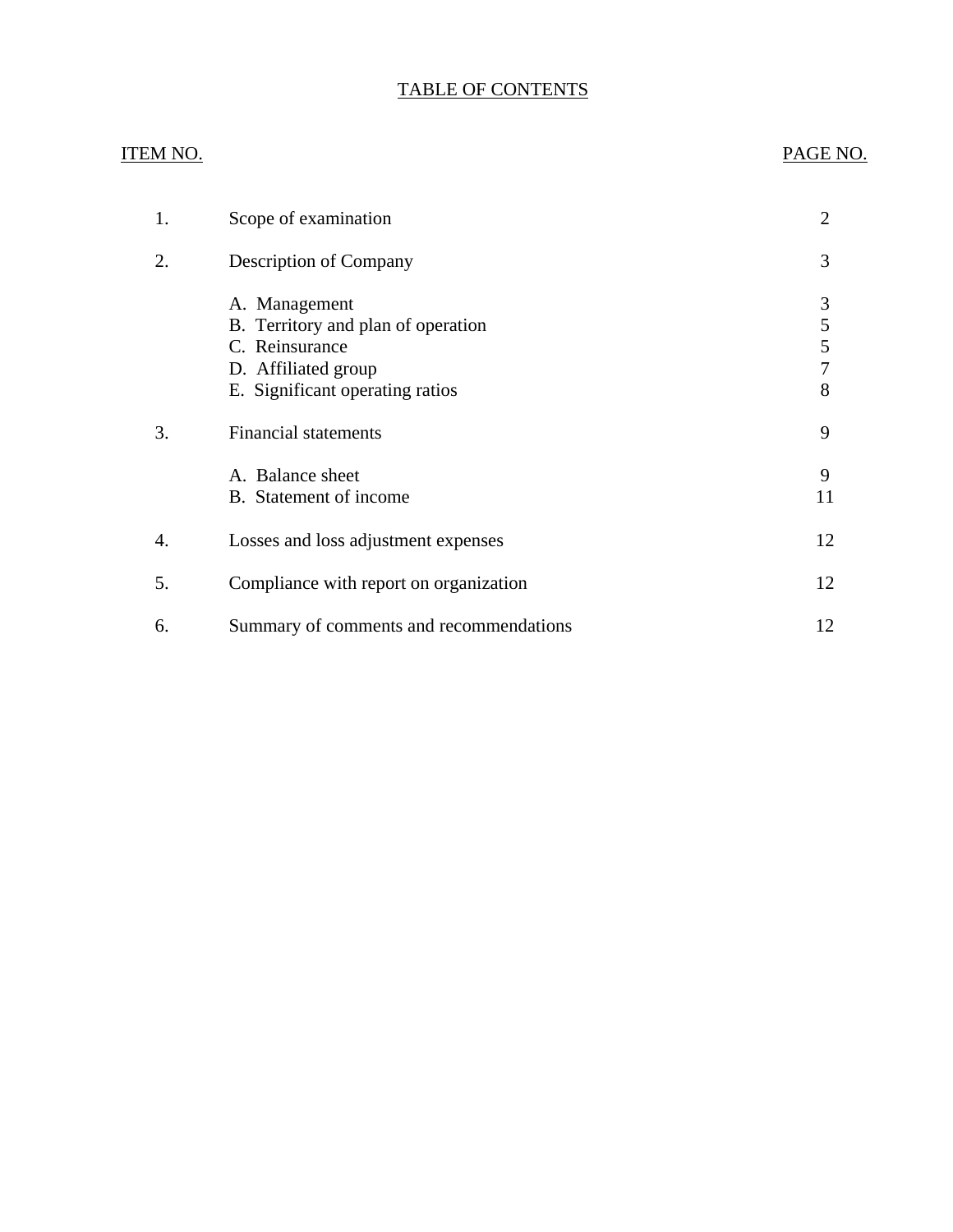# TABLE OF CONTENTS

| ITEM NO. | | PAGE NO. |
|---|---|---|
| 1. | Scope of examination | 2 |
| 2. | Description of Company | 3 |
| | A. Management | 3 |
| | B. Territory and plan of operation | 5 |
| | C. Reinsurance | 5 |
| | D. Affiliated group | 7 |
| | E. Significant operating ratios | 8 |
| 3. | Financial statements | 9 |
| | A. Balance sheet | 9 |
| | B. Statement of income | 11 |
| 4. | Losses and loss adjustment expenses | 12 |
| 5. | Compliance with report on organization | 12 |
| 6. | Summary of comments and recommendations | 12 |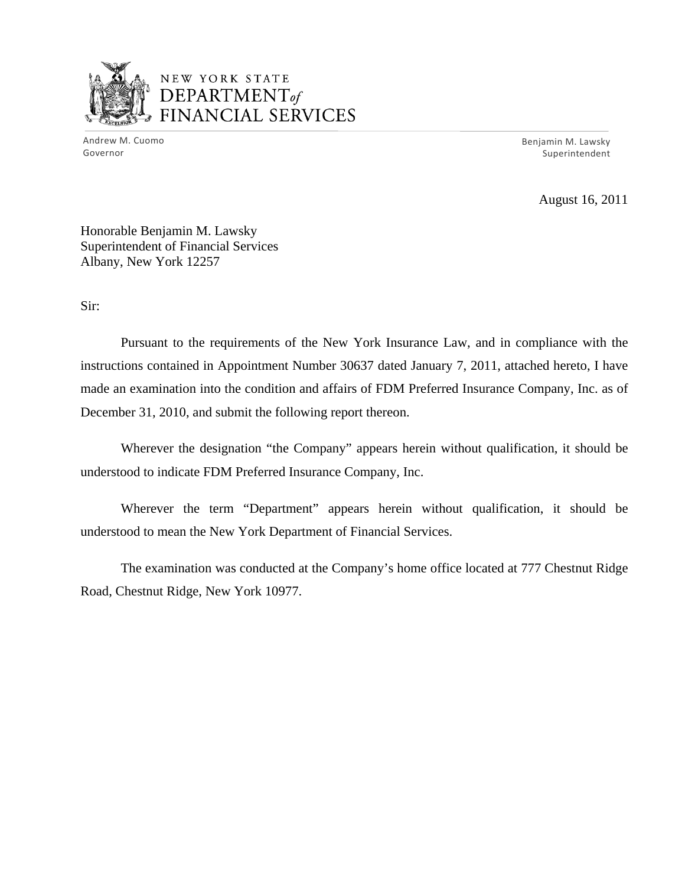NEW YORK STATE
DEPARTMENT *of*
FINANCIAL SERVICES

Andrew M. Cuomo
Governor

Benjamin M. Lawsky
Superintendent

August 16, 2011

Honorable Benjamin M. Lawsky
Superintendent of Financial Services
Albany, New York 12257

Sir:

Pursuant to the requirements of the New York Insurance Law, and in compliance with the instructions contained in Appointment Number 30637 dated January 7, 2011, attached hereto, I have made an examination into the condition and affairs of FDM Preferred Insurance Company, Inc. as of December 31, 2010, and submit the following report thereon.

Wherever the designation "the Company" appears herein without qualification, it should be understood to indicate FDM Preferred Insurance Company, Inc.

Wherever the term "Department" appears herein without qualification, it should be understood to mean the New York Department of Financial Services.

The examination was conducted at the Company's home office located at 777 Chestnut Ridge Road, Chestnut Ridge, New York 10977.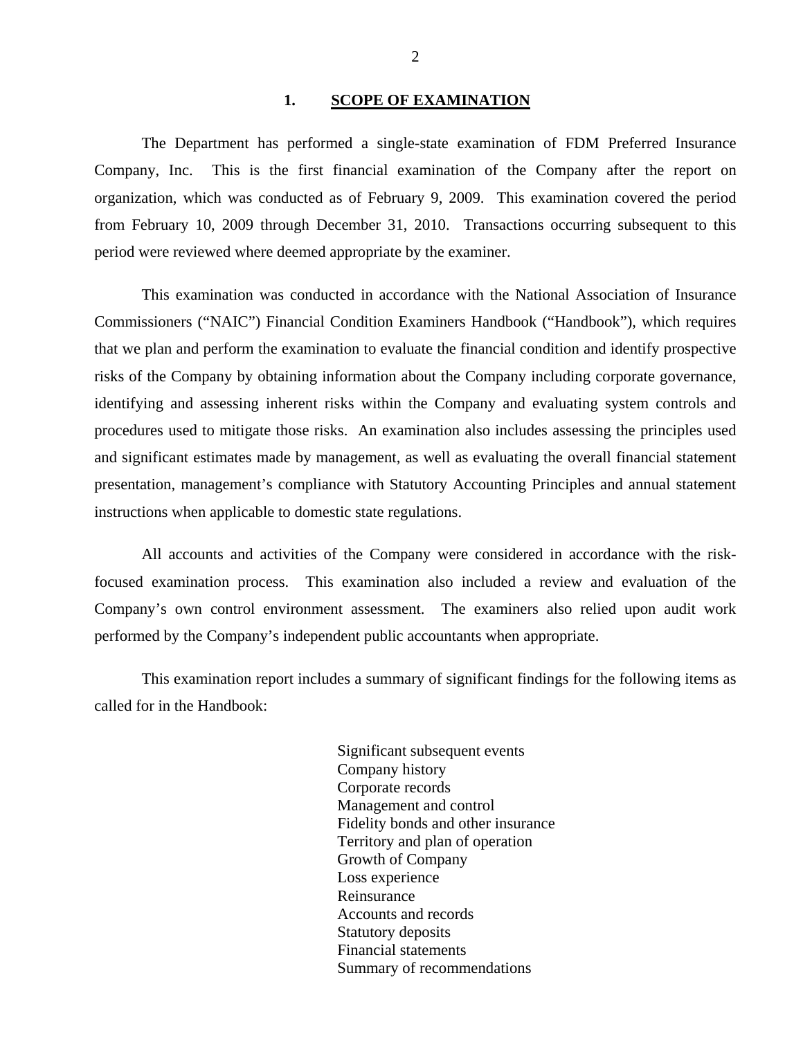## 1. SCOPE OF EXAMINATION

The Department has performed a single-state examination of FDM Preferred Insurance Company, Inc. This is the first financial examination of the Company after the report on organization, which was conducted as of February 9, 2009. This examination covered the period from February 10, 2009 through December 31, 2010. Transactions occurring subsequent to this period were reviewed where deemed appropriate by the examiner.

This examination was conducted in accordance with the National Association of Insurance Commissioners ("NAIC") Financial Condition Examiners Handbook ("Handbook"), which requires that we plan and perform the examination to evaluate the financial condition and identify prospective risks of the Company by obtaining information about the Company including corporate governance, identifying and assessing inherent risks within the Company and evaluating system controls and procedures used to mitigate those risks. An examination also includes assessing the principles used and significant estimates made by management, as well as evaluating the overall financial statement presentation, management's compliance with Statutory Accounting Principles and annual statement instructions when applicable to domestic state regulations.

All accounts and activities of the Company were considered in accordance with the risk-focused examination process. This examination also included a review and evaluation of the Company's own control environment assessment. The examiners also relied upon audit work performed by the Company's independent public accountants when appropriate.

This examination report includes a summary of significant findings for the following items as called for in the Handbook:

- Significant subsequent events
- Company history
- Corporate records
- Management and control
- Fidelity bonds and other insurance
- Territory and plan of operation
- Growth of Company
- Loss experience
- Reinsurance
- Accounts and records
- Statutory deposits
- Financial statements
- Summary of recommendations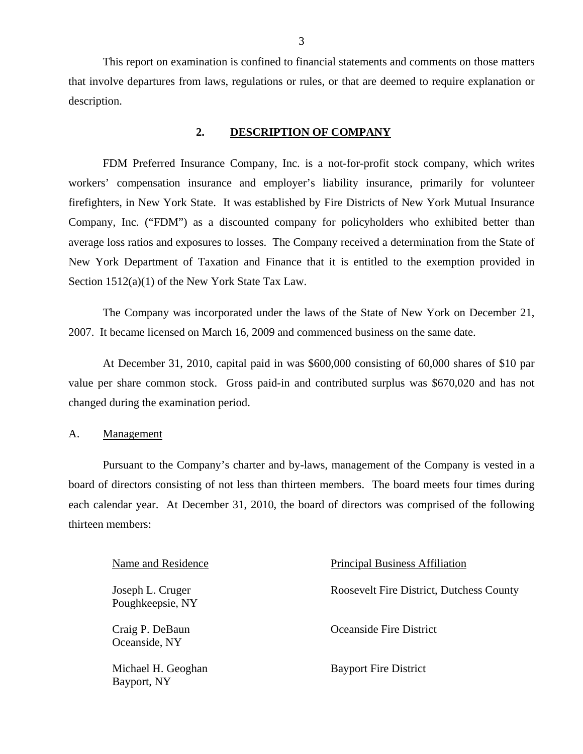This report on examination is confined to financial statements and comments on those matters that involve departures from laws, regulations or rules, or that are deemed to require explanation or description.

## 2. DESCRIPTION OF COMPANY

FDM Preferred Insurance Company, Inc. is a not-for-profit stock company, which writes workers' compensation insurance and employer's liability insurance, primarily for volunteer firefighters, in New York State. It was established by Fire Districts of New York Mutual Insurance Company, Inc. ("FDM") as a discounted company for policyholders who exhibited better than average loss ratios and exposures to losses. The Company received a determination from the State of New York Department of Taxation and Finance that it is entitled to the exemption provided in Section 1512(a)(1) of the New York State Tax Law.

The Company was incorporated under the laws of the State of New York on December 21, 2007. It became licensed on March 16, 2009 and commenced business on the same date.

At December 31, 2010, capital paid in was $600,000 consisting of 60,000 shares of $10 par value per share common stock. Gross paid-in and contributed surplus was $670,020 and has not changed during the examination period.

### A. Management

Pursuant to the Company's charter and by-laws, management of the Company is vested in a board of directors consisting of not less than thirteen members. The board meets four times during each calendar year. At December 31, 2010, the board of directors was comprised of the following thirteen members:

| Name and Residence | Principal Business Affiliation |
|---|---|
| Joseph L. Cruger<br>Poughkeepsie, NY | Roosevelt Fire District, Dutchess County |
| Craig P. DeBaun<br>Oceanside, NY | Oceanside Fire District |
| Michael H. Geoghan<br>Bayport, NY | Bayport Fire District |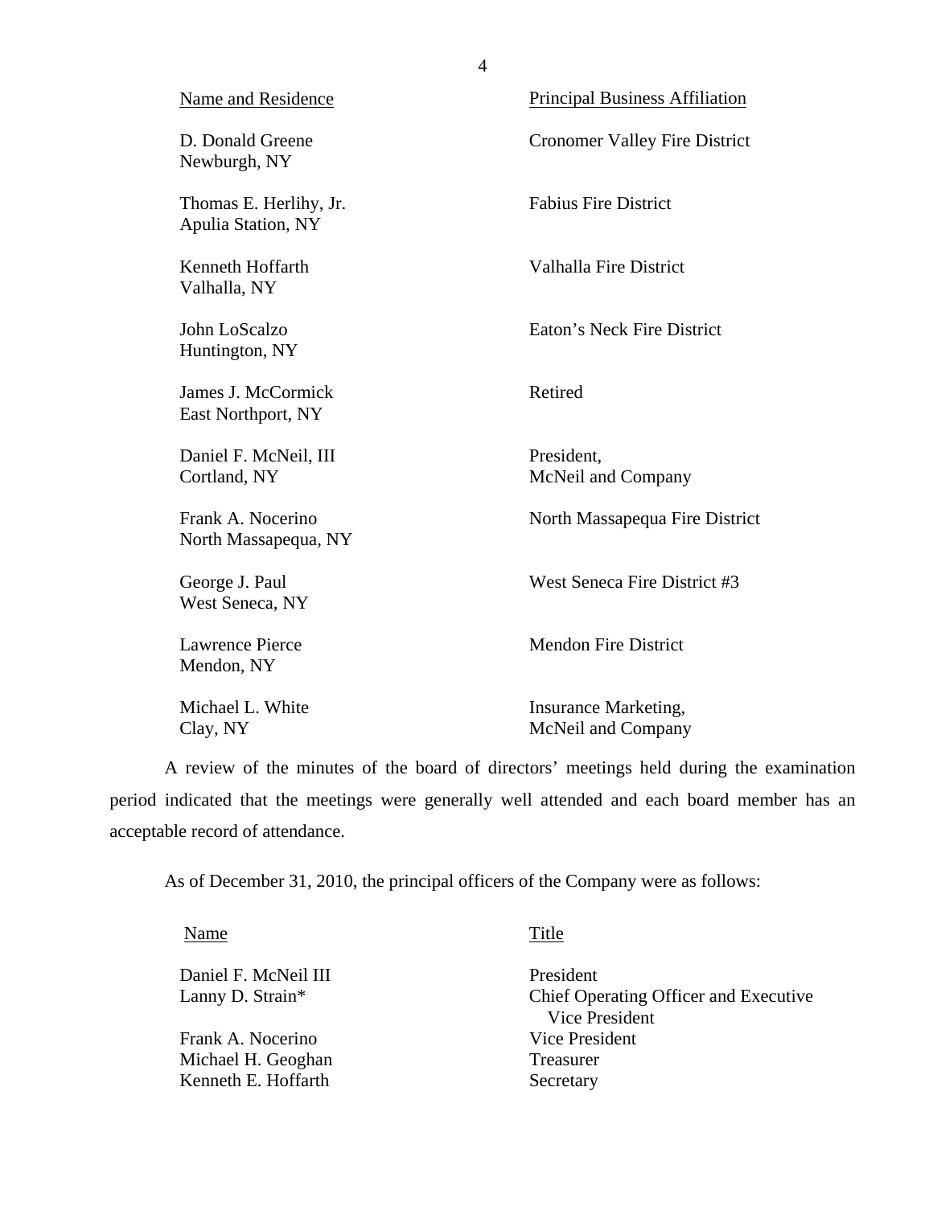| Name and Residence | Principal Business Affiliation |
|---|---|
| D. Donald Greene<br>Newburgh, NY | Cronomer Valley Fire District |
| Thomas E. Herlihy, Jr.<br>Apulia Station, NY | Fabius Fire District |
| Kenneth Hoffarth<br>Valhalla, NY | Valhalla Fire District |
| John LoScalzo<br>Huntington, NY | Eaton's Neck Fire District |
| James J. McCormick<br>East Northport, NY | Retired |
| Daniel F. McNeil, III<br>Cortland, NY | President,<br>McNeil and Company |
| Frank A. Nocerino<br>North Massapequa, NY | North Massapequa Fire District |
| George J. Paul<br>West Seneca, NY | West Seneca Fire District #3 |
| Lawrence Pierce<br>Mendon, NY | Mendon Fire District |
| Michael L. White<br>Clay, NY | Insurance Marketing,<br>McNeil and Company |

A review of the minutes of the board of directors' meetings held during the examination period indicated that the meetings were generally well attended and each board member has an acceptable record of attendance.

As of December 31, 2010, the principal officers of the Company were as follows:

| Name | Title |
|---|---|
| Daniel F. McNeil III | President |
| Lanny D. Strain* | Chief Operating Officer and Executive Vice President |
| Frank A. Nocerino | Vice President |
| Michael H. Geoghan | Treasurer |
| Kenneth E. Hoffarth | Secretary |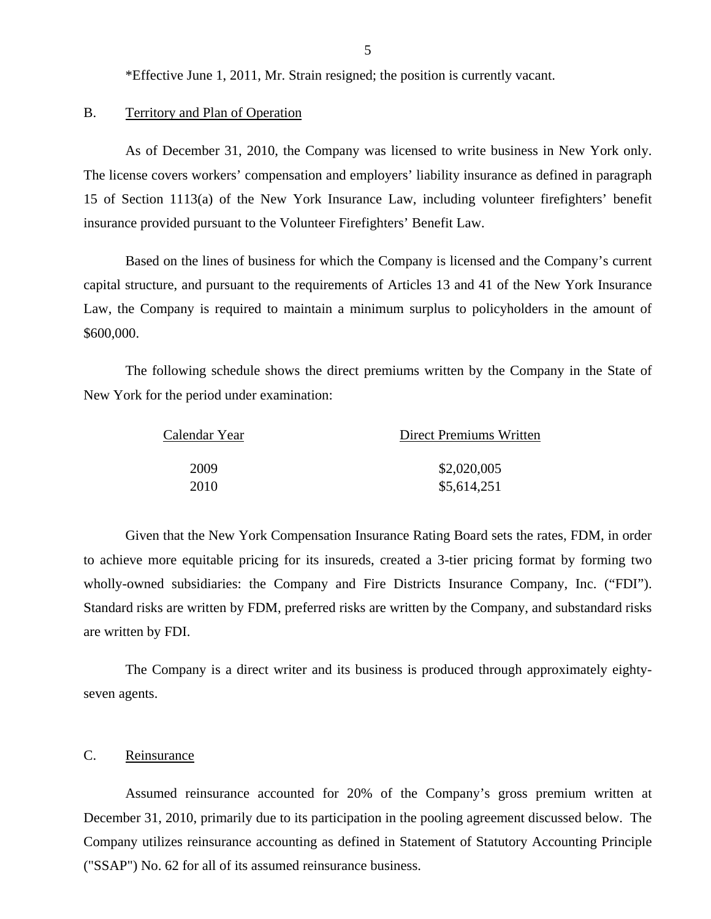*Effective June 1, 2011, Mr. Strain resigned; the position is currently vacant.

## B. Territory and Plan of Operation

As of December 31, 2010, the Company was licensed to write business in New York only. The license covers workers' compensation and employers' liability insurance as defined in paragraph 15 of Section 1113(a) of the New York Insurance Law, including volunteer firefighters' benefit insurance provided pursuant to the Volunteer Firefighters' Benefit Law.

Based on the lines of business for which the Company is licensed and the Company's current capital structure, and pursuant to the requirements of Articles 13 and 41 of the New York Insurance Law, the Company is required to maintain a minimum surplus to policyholders in the amount of $600,000.

The following schedule shows the direct premiums written by the Company in the State of New York for the period under examination:

| Calendar Year | Direct Premiums Written |
|---|---|
| 2009 | $2,020,005 |
| 2010 | $5,614,251 |

Given that the New York Compensation Insurance Rating Board sets the rates, FDM, in order to achieve more equitable pricing for its insureds, created a 3-tier pricing format by forming two wholly-owned subsidiaries: the Company and Fire Districts Insurance Company, Inc. ("FDI"). Standard risks are written by FDM, preferred risks are written by the Company, and substandard risks are written by FDI.

The Company is a direct writer and its business is produced through approximately eighty-seven agents.

## C. Reinsurance

Assumed reinsurance accounted for 20% of the Company's gross premium written at December 31, 2010, primarily due to its participation in the pooling agreement discussed below. The Company utilizes reinsurance accounting as defined in Statement of Statutory Accounting Principle ("SSAP") No. 62 for all of its assumed reinsurance business.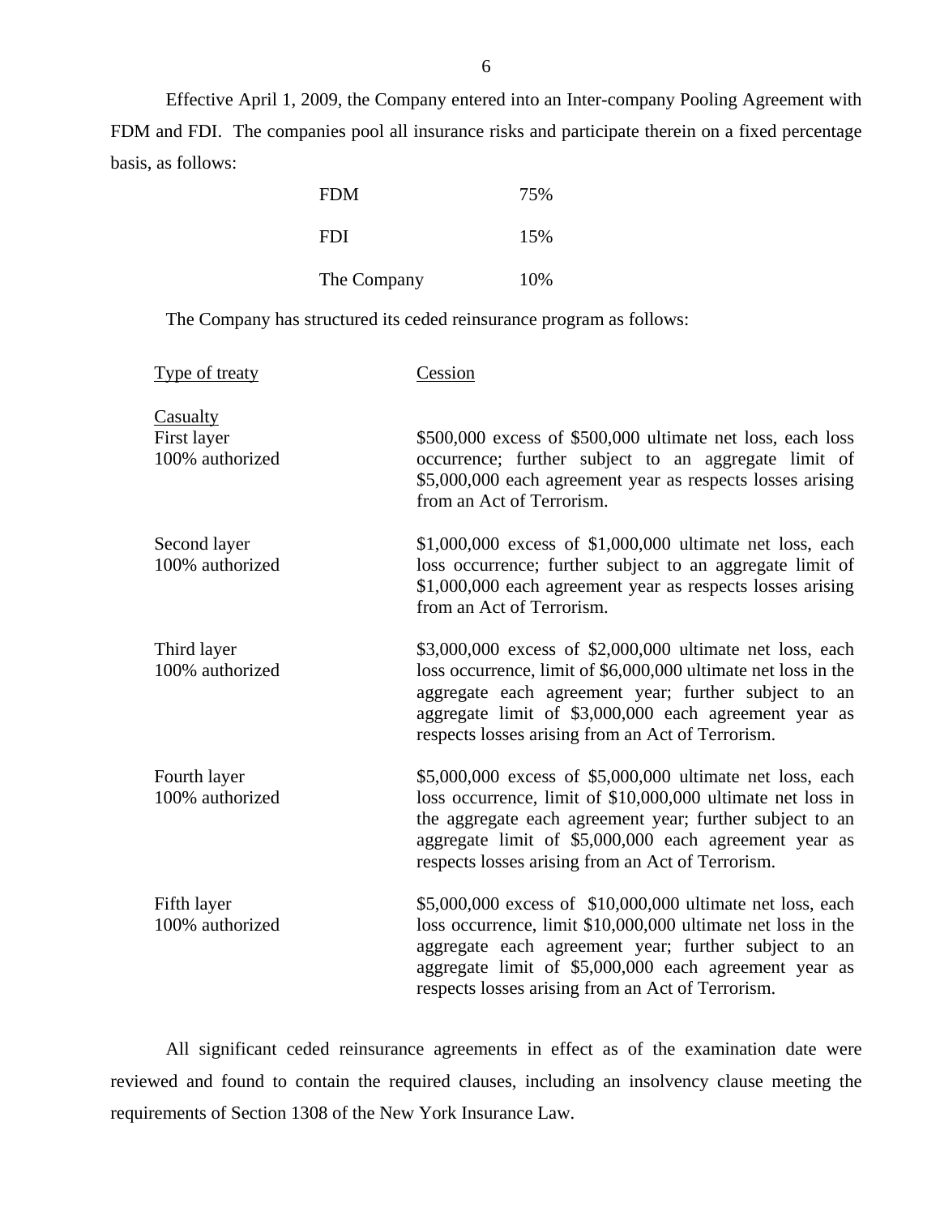Effective April 1, 2009, the Company entered into an Inter-company Pooling Agreement with FDM and FDI. The companies pool all insurance risks and participate therein on a fixed percentage basis, as follows:

| | |
|---|---|
| FDM | 75% |
| FDI | 15% |
| The Company | 10% |

The Company has structured its ceded reinsurance program as follows:

| Type of treaty | Cession |
|---|---|
| Casualty<br>First layer<br>100% authorized | \$500,000 excess of \$500,000 ultimate net loss, each loss occurrence; further subject to an aggregate limit of \$5,000,000 each agreement year as respects losses arising from an Act of Terrorism. |
| Second layer<br>100% authorized | \$1,000,000 excess of \$1,000,000 ultimate net loss, each loss occurrence; further subject to an aggregate limit of \$1,000,000 each agreement year as respects losses arising from an Act of Terrorism. |
| Third layer<br>100% authorized | \$3,000,000 excess of \$2,000,000 ultimate net loss, each loss occurrence, limit of \$6,000,000 ultimate net loss in the aggregate each agreement year; further subject to an aggregate limit of \$3,000,000 each agreement year as respects losses arising from an Act of Terrorism. |
| Fourth layer<br>100% authorized | \$5,000,000 excess of \$5,000,000 ultimate net loss, each loss occurrence, limit of \$10,000,000 ultimate net loss in the aggregate each agreement year; further subject to an aggregate limit of \$5,000,000 each agreement year as respects losses arising from an Act of Terrorism. |
| Fifth layer<br>100% authorized | \$5,000,000 excess of \$10,000,000 ultimate net loss, each loss occurrence, limit \$10,000,000 ultimate net loss in the aggregate each agreement year; further subject to an aggregate limit of \$5,000,000 each agreement year as respects losses arising from an Act of Terrorism. |

All significant ceded reinsurance agreements in effect as of the examination date were reviewed and found to contain the required clauses, including an insolvency clause meeting the requirements of Section 1308 of the New York Insurance Law.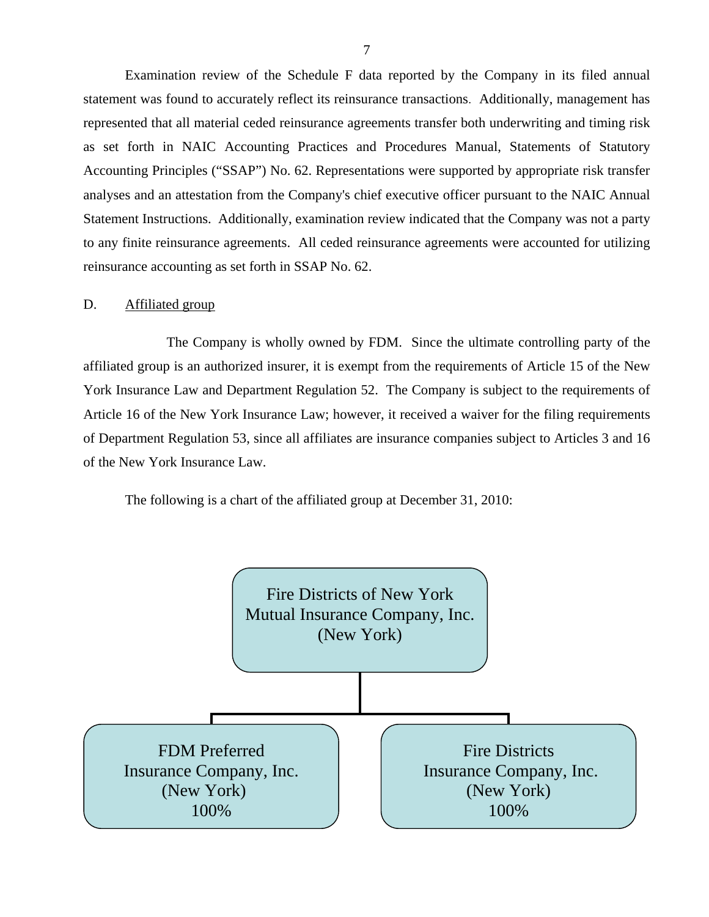Examination review of the Schedule F data reported by the Company in its filed annual statement was found to accurately reflect its reinsurance transactions. Additionally, management has represented that all material ceded reinsurance agreements transfer both underwriting and timing risk as set forth in NAIC Accounting Practices and Procedures Manual, Statements of Statutory Accounting Principles ("SSAP") No. 62. Representations were supported by appropriate risk transfer analyses and an attestation from the Company's chief executive officer pursuant to the NAIC Annual Statement Instructions. Additionally, examination review indicated that the Company was not a party to any finite reinsurance agreements. All ceded reinsurance agreements were accounted for utilizing reinsurance accounting as set forth in SSAP No. 62.

D. Affiliated group

The Company is wholly owned by FDM. Since the ultimate controlling party of the affiliated group is an authorized insurer, it is exempt from the requirements of Article 15 of the New York Insurance Law and Department Regulation 52. The Company is subject to the requirements of Article 16 of the New York Insurance Law; however, it received a waiver for the filing requirements of Department Regulation 53, since all affiliates are insurance companies subject to Articles 3 and 16 of the New York Insurance Law.

The following is a chart of the affiliated group at December 31, 2010:

Fire Districts of New York Mutual Insurance Company, Inc. (New York)

- FDM Preferred Insurance Company, Inc. (New York) 100%
- Fire Districts Insurance Company, Inc. (New York) 100%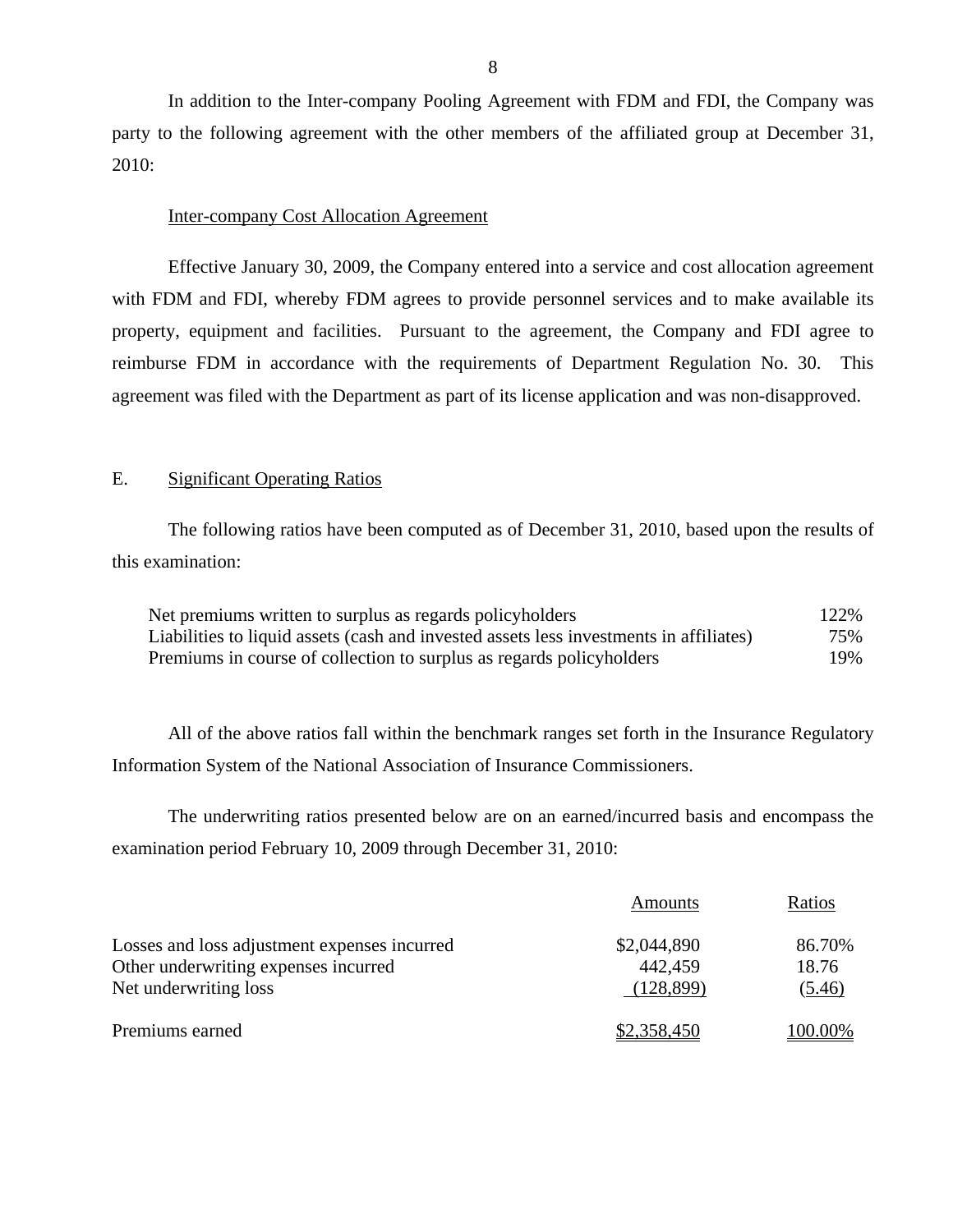In addition to the Inter-company Pooling Agreement with FDM and FDI, the Company was party to the following agreement with the other members of the affiliated group at December 31, 2010:

Inter-company Cost Allocation Agreement

Effective January 30, 2009, the Company entered into a service and cost allocation agreement with FDM and FDI, whereby FDM agrees to provide personnel services and to make available its property, equipment and facilities. Pursuant to the agreement, the Company and FDI agree to reimburse FDM in accordance with the requirements of Department Regulation No. 30. This agreement was filed with the Department as part of its license application and was non-disapproved.

## E. Significant Operating Ratios

The following ratios have been computed as of December 31, 2010, based upon the results of this examination:

| | |
|---|---|
| Net premiums written to surplus as regards policyholders | 122% |
| Liabilities to liquid assets (cash and invested assets less investments in affiliates) | 75% |
| Premiums in course of collection to surplus as regards policyholders | 19% |

All of the above ratios fall within the benchmark ranges set forth in the Insurance Regulatory Information System of the National Association of Insurance Commissioners.

The underwriting ratios presented below are on an earned/incurred basis and encompass the examination period February 10, 2009 through December 31, 2010:

| | Amounts | Ratios |
|---|---|---|
| Losses and loss adjustment expenses incurred | $2,044,890 | 86.70% |
| Other underwriting expenses incurred | 442,459 | 18.76 |
| Net underwriting loss | (128,899) | (5.46) |
| Premiums earned | $2,358,450 | 100.00% |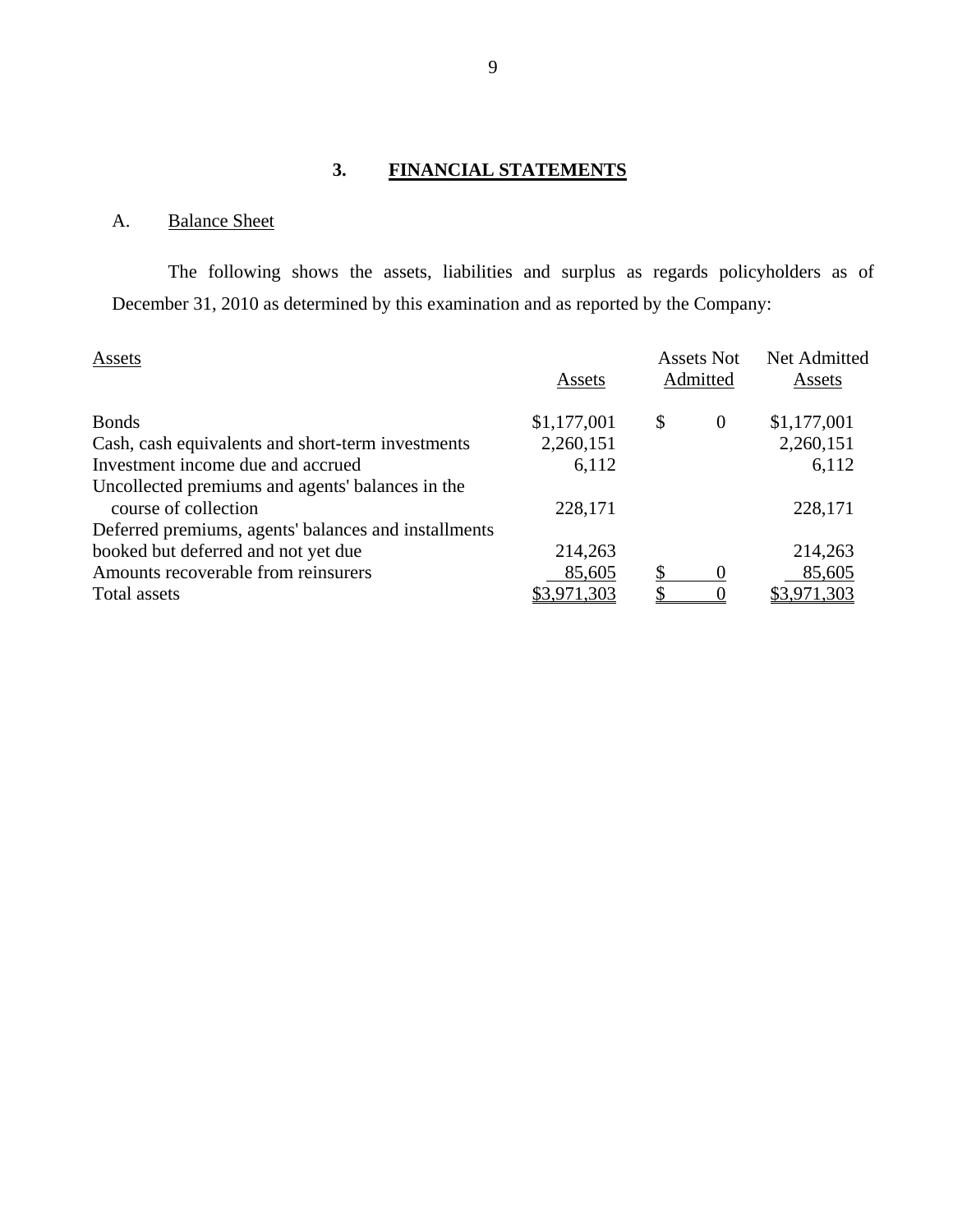## 3. FINANCIAL STATEMENTS

### A. Balance Sheet

The following shows the assets, liabilities and surplus as regards policyholders as of December 31, 2010 as determined by this examination and as reported by the Company:

| Assets | Assets | Assets Not Admitted | Net Admitted Assets |
|---|---|---|---|
| Bonds | $1,177,001 | $ 0 | $1,177,001 |
| Cash, cash equivalents and short-term investments | 2,260,151 | | 2,260,151 |
| Investment income due and accrued | 6,112 | | 6,112 |
| Uncollected premiums and agents' balances in the course of collection | 228,171 | | 228,171 |
| Deferred premiums, agents' balances and installments booked but deferred and not yet due | 214,263 | | 214,263 |
| Amounts recoverable from reinsurers | 85,605 | $ 0 | 85,605 |
| Total assets | $3,971,303 | $ 0 | $3,971,303 |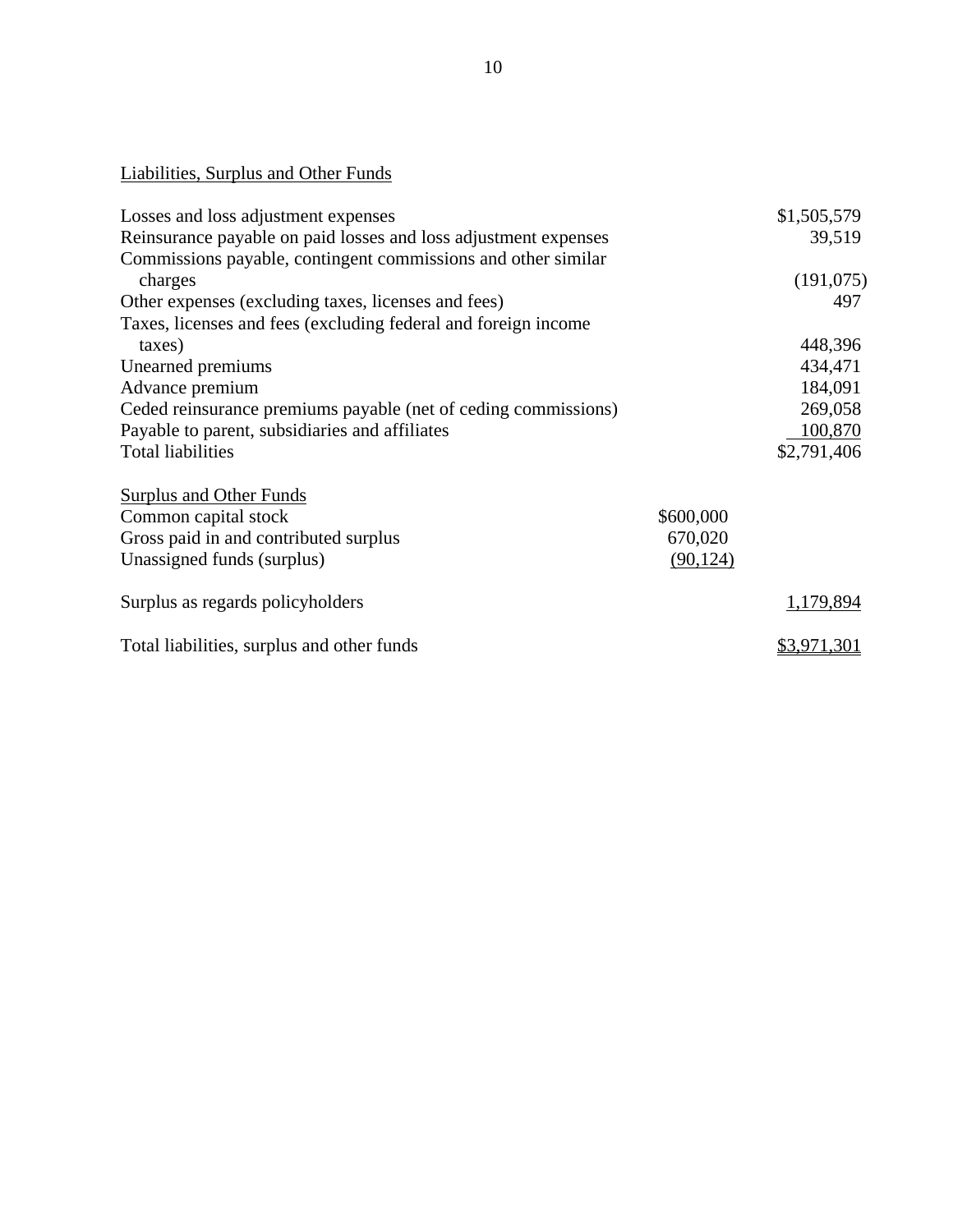Liabilities, Surplus and Other Funds

| | | |
|---|---|---|
| Losses and loss adjustment expenses | | $1,505,579 |
| Reinsurance payable on paid losses and loss adjustment expenses | | 39,519 |
| Commissions payable, contingent commissions and other similar charges | | (191,075) |
| Other expenses (excluding taxes, licenses and fees) | | 497 |
| Taxes, licenses and fees (excluding federal and foreign income taxes) | | 448,396 |
| Unearned premiums | | 434,471 |
| Advance premium | | 184,091 |
| Ceded reinsurance premiums payable (net of ceding commissions) | | 269,058 |
| Payable to parent, subsidiaries and affiliates | | 100,870 |
| Total liabilities | | $2,791,406 |
| | | |
| Surplus and Other Funds | | |
| Common capital stock | $600,000 | |
| Gross paid in and contributed surplus | 670,020 | |
| Unassigned funds (surplus) | (90,124) | |
| | | |
| Surplus as regards policyholders | | 1,179,894 |
| | | |
| Total liabilities, surplus and other funds | | $3,971,301 |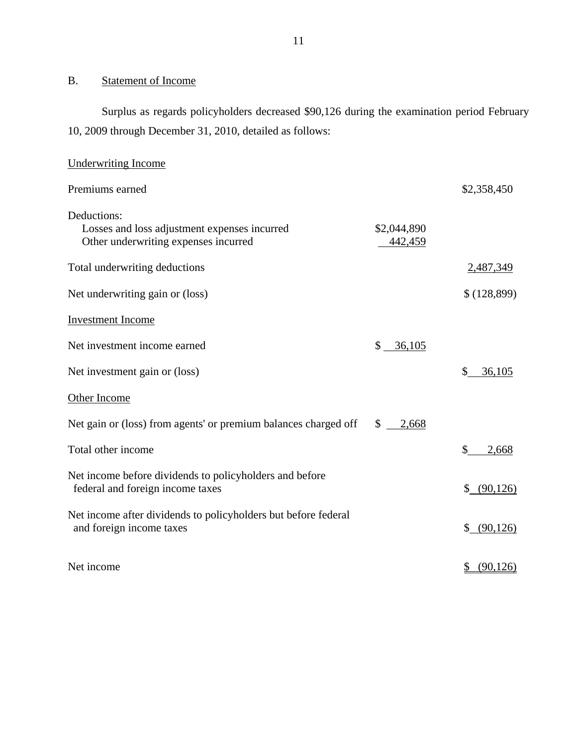## B. Statement of Income

Surplus as regards policyholders decreased $90,126 during the examination period February 10, 2009 through December 31, 2010, detailed as follows:

| | | |
|---|---|---|
| **Underwriting Income** | | |
| Premiums earned | | $2,358,450 |
| Deductions: | | |
| Losses and loss adjustment expenses incurred | $2,044,890 | |
| Other underwriting expenses incurred | 442,459 | |
| Total underwriting deductions | | 2,487,349 |
| Net underwriting gain or (loss) | | $ (128,899) |
| **Investment Income** | | |
| Net investment income earned | $ 36,105 | |
| Net investment gain or (loss) | | $ 36,105 |
| **Other Income** | | |
| Net gain or (loss) from agents' or premium balances charged off | $ 2,668 | |
| Total other income | | $ 2,668 |
| Net income before dividends to policyholders and before federal and foreign income taxes | | $ (90,126) |
| Net income after dividends to policyholders but before federal and foreign income taxes | | $ (90,126) |
| Net income | | $ (90,126) |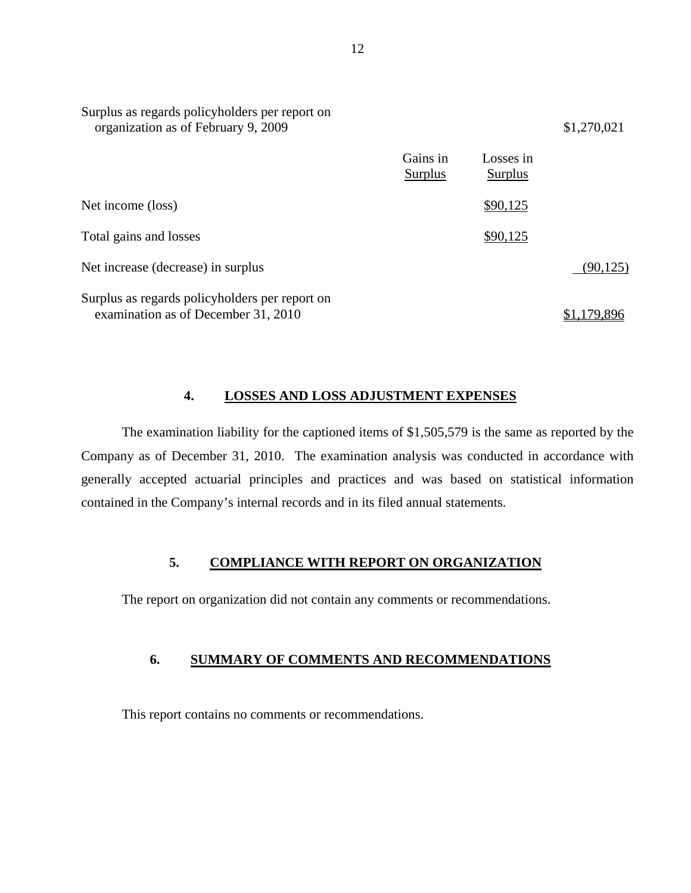| | Gains in Surplus | Losses in Surplus | |
|---|---|---|---|
| Surplus as regards policyholders per report on organization as of February 9, 2009 | | | $1,270,021 |
| Net income (loss) | | $90,125 | |
| Total gains and losses | | $90,125 | |
| Net increase (decrease) in surplus | | | (90,125) |
| Surplus as regards policyholders per report on examination as of December 31, 2010 | | | $1,179,896 |

## 4. LOSSES AND LOSS ADJUSTMENT EXPENSES

The examination liability for the captioned items of $1,505,579 is the same as reported by the Company as of December 31, 2010. The examination analysis was conducted in accordance with generally accepted actuarial principles and practices and was based on statistical information contained in the Company's internal records and in its filed annual statements.

## 5. COMPLIANCE WITH REPORT ON ORGANIZATION

The report on organization did not contain any comments or recommendations.

## 6. SUMMARY OF COMMENTS AND RECOMMENDATIONS

This report contains no comments or recommendations.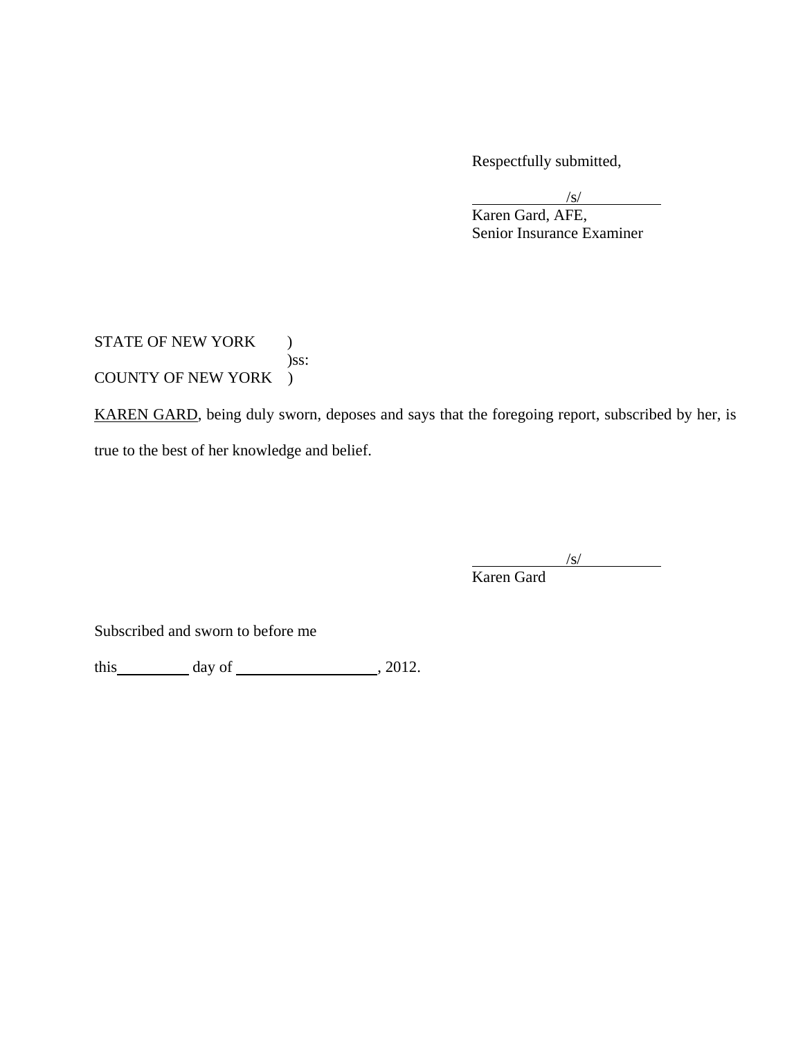Respectfully submitted,

/s/
Karen Gard, AFE,
Senior Insurance Examiner

STATE OF NEW YORK )
)ss:
COUNTY OF NEW YORK )

KAREN GARD, being duly sworn, deposes and says that the foregoing report, subscribed by her, is true to the best of her knowledge and belief.

/s/
Karen Gard

Subscribed and sworn to before me

this__________ day of ___________________, 2012.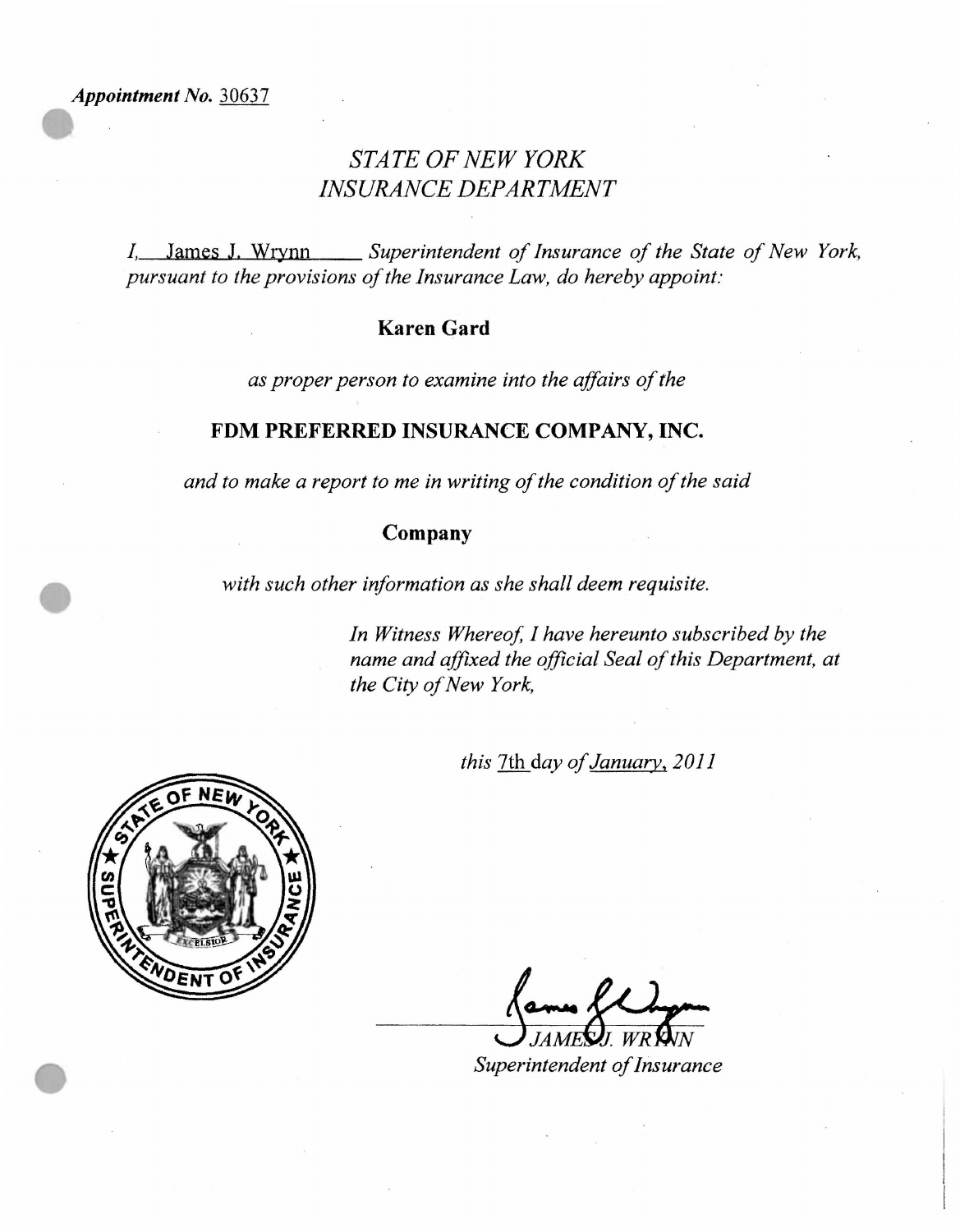*Appointment No.* 30637

## *STATE OF NEW YORK*
## *INSURANCE DEPARTMENT*

*I,* James J. Wrynn *Superintendent of Insurance of the State of New York, pursuant to the provisions of the Insurance Law, do hereby appoint:*

**Karen Gard**

*as proper person to examine into the affairs of the*

**FDM PREFERRED INSURANCE COMPANY, INC.**

*and to make a report to me in writing of the condition of the said*

**Company**

*with such other information as she shall deem requisite.*

*In Witness Whereof, I have hereunto subscribed by the name and affixed the official Seal of this Department, at the City of New York,*

*this* 7th *day of* *January, 2011*

STATE OF NEW YORK SUPERINTENDENT OF INSURANCE

EXCELSIOR

*JAMES J. WRYNN*
*Superintendent of Insurance*